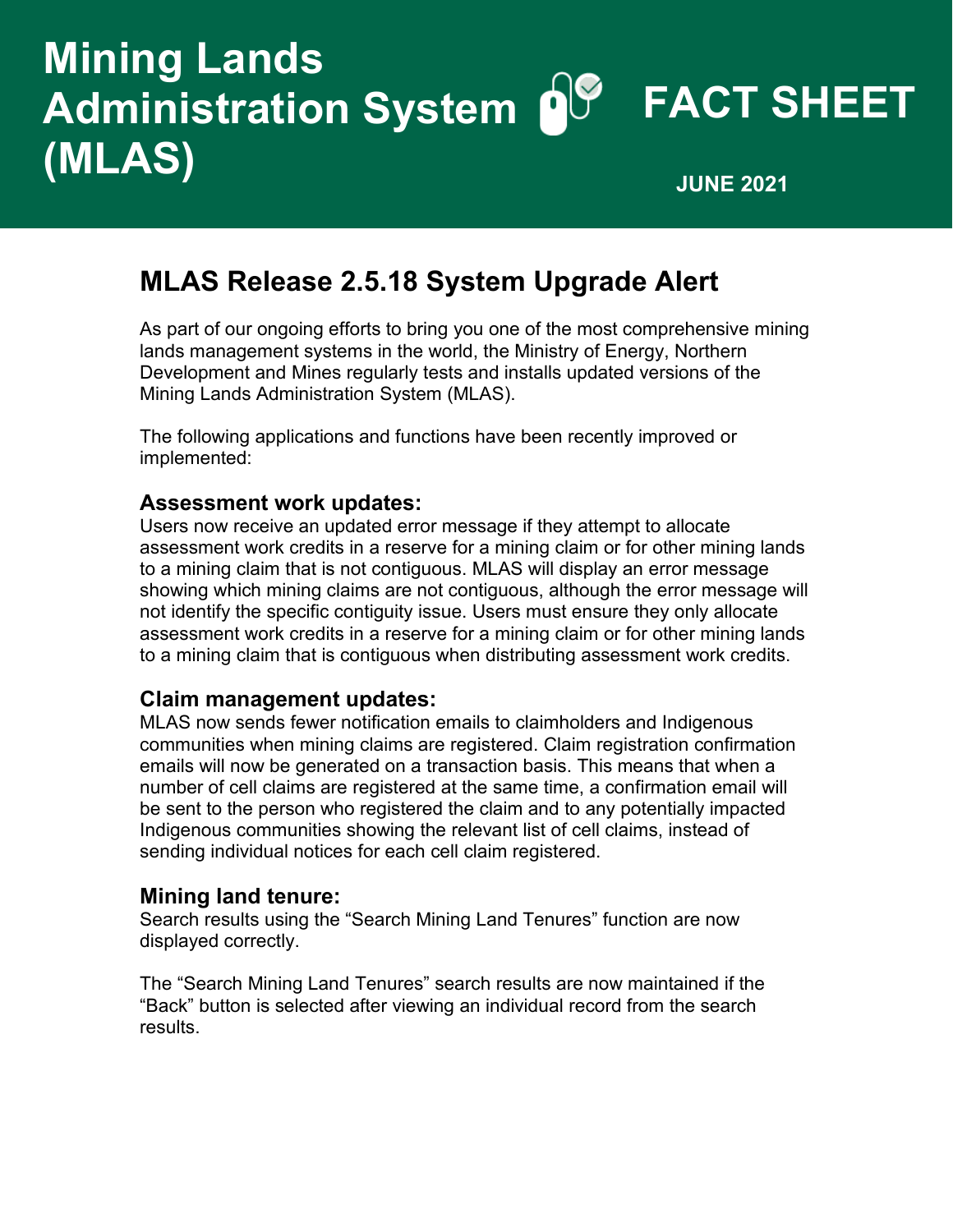# Mining Lands Administration System (MLAS)

# FACT SHEET

**JUNE 2021**

## MLAS Release 2.5.18 System Upgrade Alert

As part of our ongoing efforts to bring you one of the most comprehensive mining lands management systems in the world, the Ministry of Energy, Northern Development and Mines regularly tests and installs updated versions of the Mining Lands Administration System (MLAS).

The following applications and functions have been recently improved or implemented:

### Assessment work updates:

Users now receive an updated error message if they attempt to allocate assessment work credits in a reserve for a mining claim or for other mining lands to a mining claim that is not contiguous. MLAS will display an error message showing which mining claims are not contiguous, although the error message will not identify the specific contiguity issue. Users must ensure they only allocate assessment work credits in a reserve for a mining claim or for other mining lands to a mining claim that is contiguous when distributing assessment work credits.

### Claim management updates:

MLAS now sends fewer notification emails to claimholders and Indigenous communities when mining claims are registered. Claim registration confirmation emails will now be generated on a transaction basis. This means that when a number of cell claims are registered at the same time, a confirmation email will be sent to the person who registered the claim and to any potentially impacted Indigenous communities showing the relevant list of cell claims, instead of sending individual notices for each cell claim registered.

### Mining land tenure:

Search results using the “Search Mining Land Tenures” function are now displayed correctly.

The “Search Mining Land Tenures” search results are now maintained if the “Back” button is selected after viewing an individual record from the search results.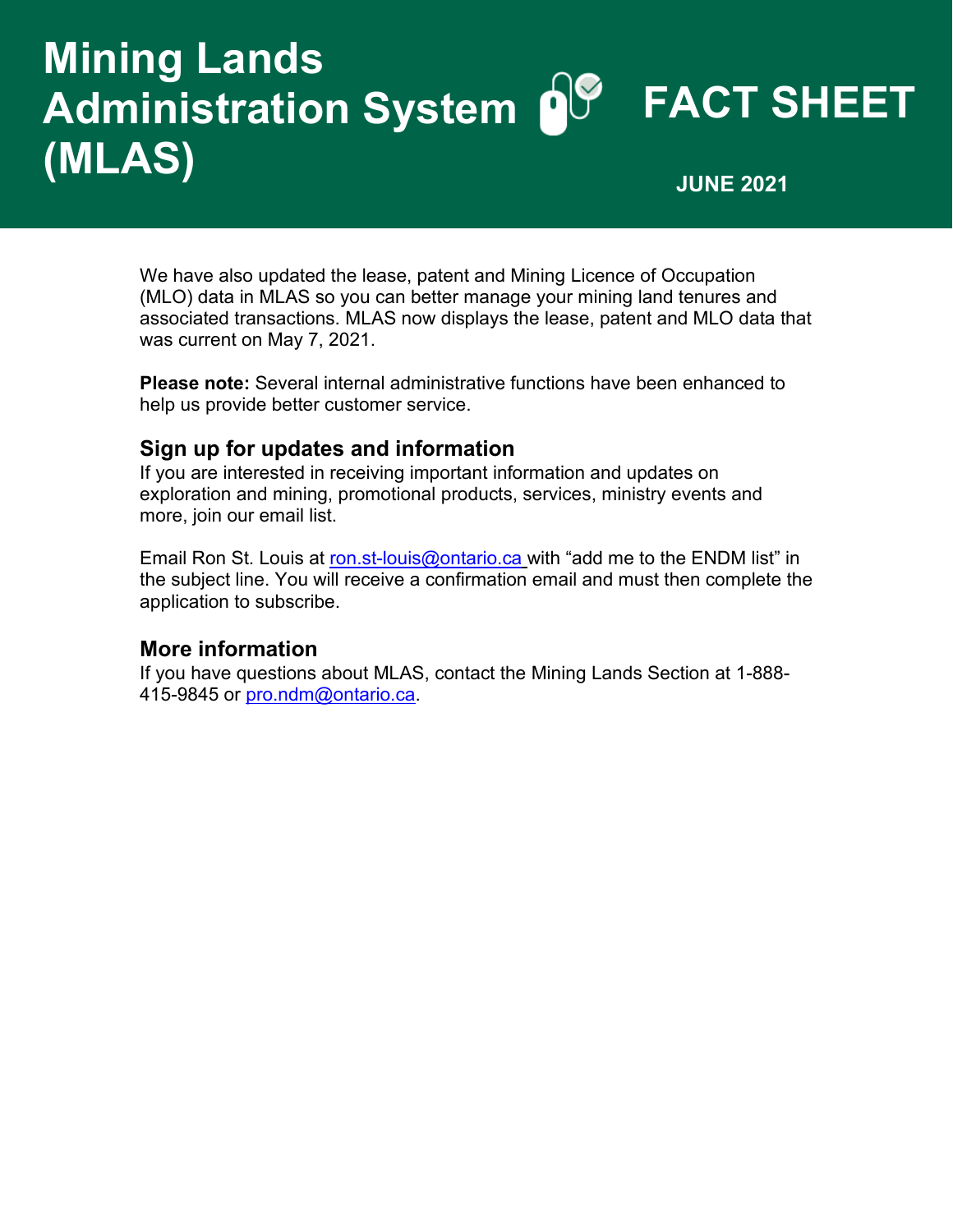# Mining Lands Administration System (MLAS)

# FACT SHEET

**JUNE 2021**

We have also updated the lease, patent and Mining Licence of Occupation (MLO) data in MLAS so you can better manage your mining land tenures and associated transactions. MLAS now displays the lease, patent and MLO data that was current on May 7, 2021.

**Please note:** Several internal administrative functions have been enhanced to help us provide better customer service.

## Sign up for updates and information

If you are interested in receiving important information and updates on exploration and mining, promotional products, services, ministry events and more, join our email list.

Email Ron St. Louis at [ron.st-louis@ontario.ca](mailto:ron.st-louis@ontario.ca) with “add me to the ENDM list” in the subject line. You will receive a confirmation email and must then complete the application to subscribe.

## More information

If you have questions about MLAS, contact the Mining Lands Section at 1-888-415-9845 or [pro.ndm@ontario.ca](mailto:pro.ndm@ontario.ca).